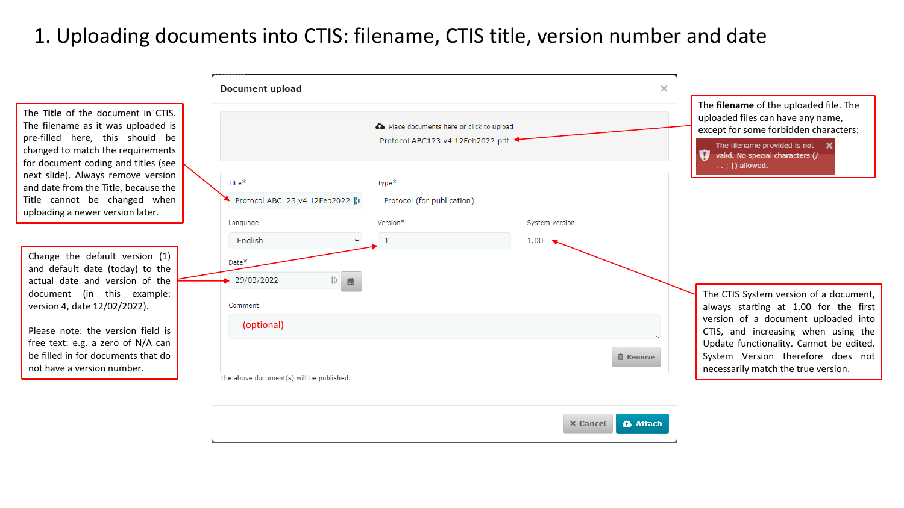# 1. Uploading documents into CTIS: filename, CTIS title, version number and date

The **Title** of the document in CTIS. The filename as it was uploaded is pre-filled here, this should be changed to match the requirements for document coding and titles (see next slide). Always remove version and date from the Title, because the Title cannot be changed when uploading a newer version later.

Change the default version (1) and default date (today) to the actual date and version of the document (in this example: version 4, date 12/02/2022).

Please note: the version field is free text: e.g. a zero of N/A can be filled in for documents that do not have a version number.

**Document upload**

Place documents here or click to upload

Protocol ABC123 v4 12Feb2022.pdf

Title*: Protocol ABC123 v4 12Feb2022

Type*: Protocol (for publication)

Language: English

Version*: 1

System version: 1.00

Date*: 29/03/2022

Comment: (optional)

Remove

The above document(s) will be published.

Cancel | Attach

The **filename** of the uploaded file. The uploaded files can have any name, except for some forbidden characters:

The filename provided is not valid. No special characters (/ , . ; | ) allowed.

The CTIS System version of a document, always starting at 1.00 for the first version of a document uploaded into CTIS, and increasing when using the Update functionality. Cannot be edited. System Version therefore does not necessarily match the true version.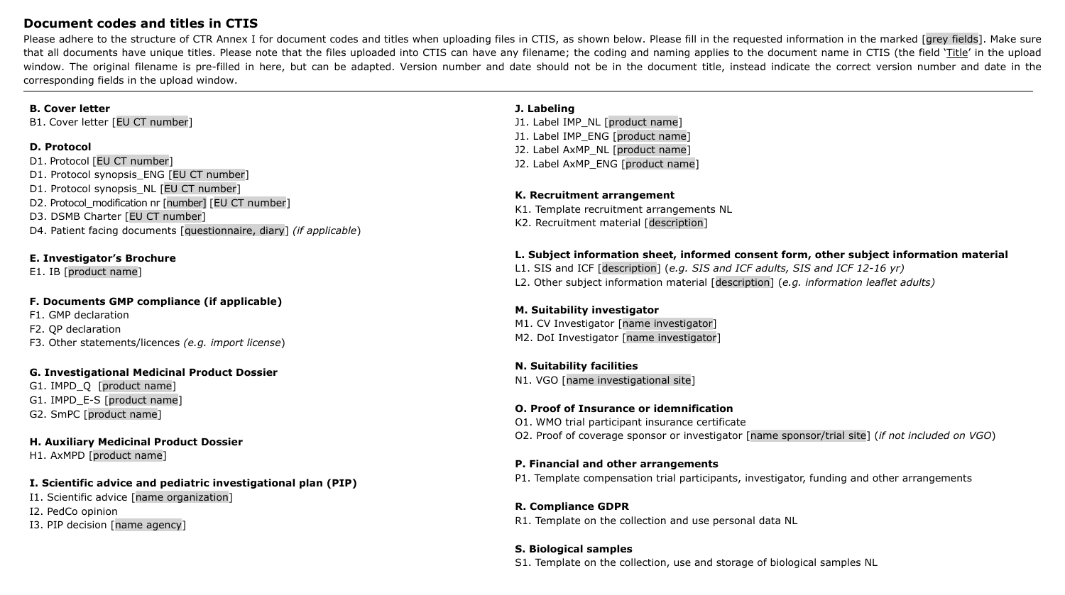## Document codes and titles in CTIS

Please adhere to the structure of CTR Annex I for document codes and titles when uploading files in CTIS, as shown below. Please fill in the requested information in the marked [grey fields]. Make sure that all documents have unique titles. Please note that the files uploaded into CTIS can have any filename; the coding and naming applies to the document name in CTIS (the field 'Title' in the upload window. The original filename is pre-filled in here, but can be adapted. Version number and date should not be in the document title, instead indicate the correct version number and date in the corresponding fields in the upload window.

---

**B. Cover letter**

B1. Cover letter [EU CT number]

**D. Protocol**

D1. Protocol [EU CT number]
D1. Protocol synopsis_ENG [EU CT number]
D1. Protocol synopsis_NL [EU CT number]
D2. Protocol_modification nr [number] [EU CT number]
D3. DSMB Charter [EU CT number]
D4. Patient facing documents [questionnaire, diary] *(if applicable)*

**E. Investigator's Brochure**

E1. IB [product name]

**F. Documents GMP compliance (if applicable)**

F1. GMP declaration
F2. QP declaration
F3. Other statements/licences *(e.g. import license)*

**G. Investigational Medicinal Product Dossier**

G1. IMPD_Q [product name]
G1. IMPD_E-S [product name]
G2. SmPC [product name]

**H. Auxiliary Medicinal Product Dossier**

H1. AxMPD [product name]

**I. Scientific advice and pediatric investigational plan (PIP)**

I1. Scientific advice [name organization]
I2. PedCo opinion
I3. PIP decision [name agency]

**J. Labeling**

J1. Label IMP_NL [product name]
J1. Label IMP_ENG [product name]
J2. Label AxMP_NL [product name]
J2. Label AxMP_ENG [product name]

**K. Recruitment arrangement**

K1. Template recruitment arrangements NL
K2. Recruitment material [description]

**L. Subject information sheet, informed consent form, other subject information material**

L1. SIS and ICF [description] *(e.g. SIS and ICF adults, SIS and ICF 12-16 yr)*
L2. Other subject information material [description] *(e.g. information leaflet adults)*

**M. Suitability investigator**

M1. CV Investigator [name investigator]
M2. DoI Investigator [name investigator]

**N. Suitability facilities**

N1. VGO [name investigational site]

**O. Proof of Insurance or idemnification**

O1. WMO trial participant insurance certificate
O2. Proof of coverage sponsor or investigator [name sponsor/trial site] *(if not included on VGO)*

**P. Financial and other arrangements**

P1. Template compensation trial participants, investigator, funding and other arrangements

**R. Compliance GDPR**

R1. Template on the collection and use personal data NL

**S. Biological samples**

S1. Template on the collection, use and storage of biological samples NL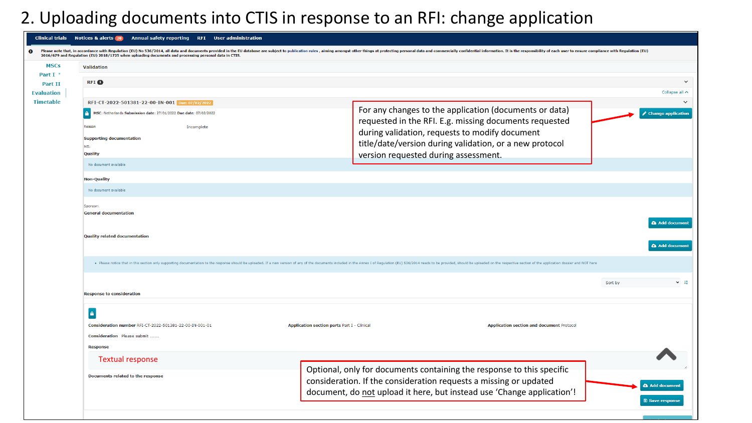# 2. Uploading documents into CTIS in response to an RFI: change application

Clinical trials | Notices & alerts 38 | Annual safety reporting | RFI | User administration

Please note that, in accordance with Regulation (EU) No 536/2014, all data and documents provided in the EU database are subject to publication rules , aiming amongst other things at protecting personal data and commercially confidential information. It is the responsibility of each user to ensure compliance with Regulation (EU) 2016/679 and Regulation (EU) 2018/1725 when uploading documents and processing personal data in CTIS.

MSCs
Part I
Part II
Evaluation
Timetable

Validation

RFI 1

Collapse all

RFI-CT-2022-501381-22-00-IN-001 Due: 07/02/2022

MSC: Netherlands Submission date: 27/01/2022 Due date: 07/02/2022

Change application

Reason: Incomplete

Supporting documentation

MS:

Quality

No document available

Non-Quality

No document available

Sponsor:

General documentation

Add document

Quality related documentation

Add document

- Please notice that in this section only supporting documentation to the response should be uploaded. If a new version of any of the documents included in the Annex I of Regulation (EU) 536/2014 needs to be provided, should be uploaded on the respective section of the application dossier and NOT here

Sort by

Response to consideration

Consideration number RFI-CT-2022-501381-22-00-IN-001-01 | Application section parts Part I - Clinical | Application section and document Protocol

Consideration: Please submit ......

Response

Textual response

Documents related to the response

Add document

Save response

For any changes to the application (documents or data) requested in the RFI. E.g. missing documents requested during validation, requests to modify document title/date/version during validation, or a new protocol version requested during assessment.

Optional, only for documents containing the response to this specific consideration. If the consideration requests a missing or updated document, do not upload it here, but instead use 'Change application'!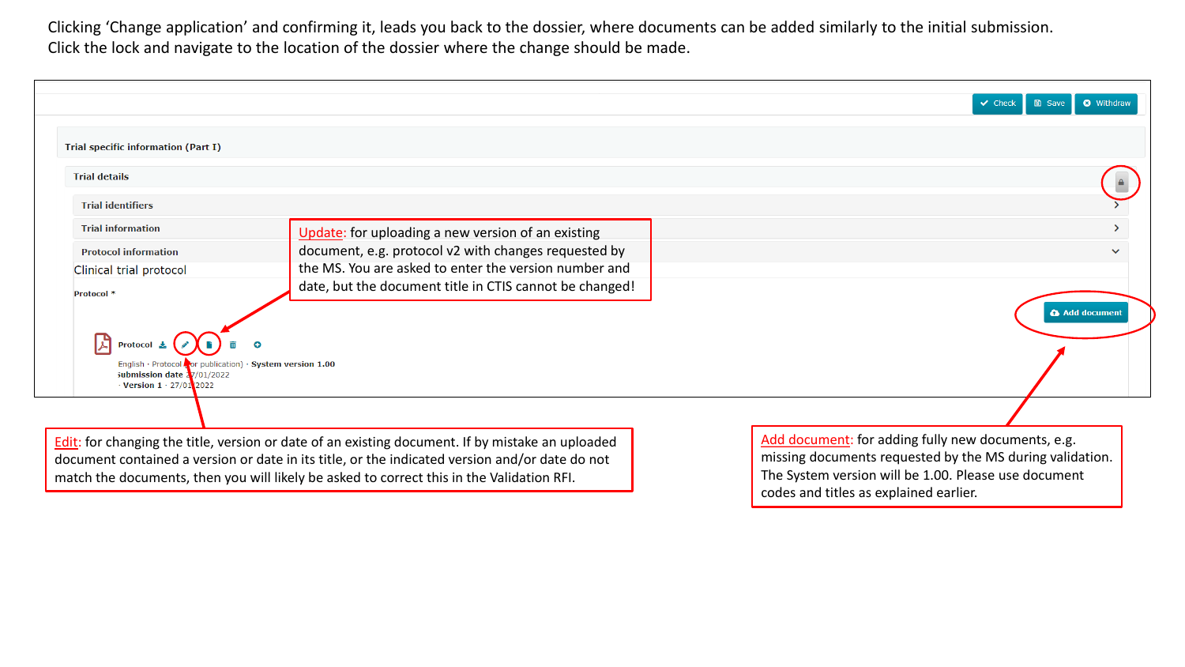Clicking 'Change application' and confirming it, leads you back to the dossier, where documents can be added similarly to the initial submission. Click the lock and navigate to the location of the dossier where the change should be made.

Check | Save | Withdraw

Trial specific information (Part I)

Trial details

Trial identifiers

Trial information

Protocol information

Clinical trial protocol

Protocol *

Add document

Protocol

English · Protocol (for publication) · System version 1.00
Submission date 27/01/2022
· Version 1 · 27/01/2022

Update: for uploading a new version of an existing document, e.g. protocol v2 with changes requested by the MS. You are asked to enter the version number and date, but the document title in CTIS cannot be changed!

Edit: for changing the title, version or date of an existing document. If by mistake an uploaded document contained a version or date in its title, or the indicated version and/or date do not match the documents, then you will likely be asked to correct this in the Validation RFI.

Add document: for adding fully new documents, e.g. missing documents requested by the MS during validation. The System version will be 1.00. Please use document codes and titles as explained earlier.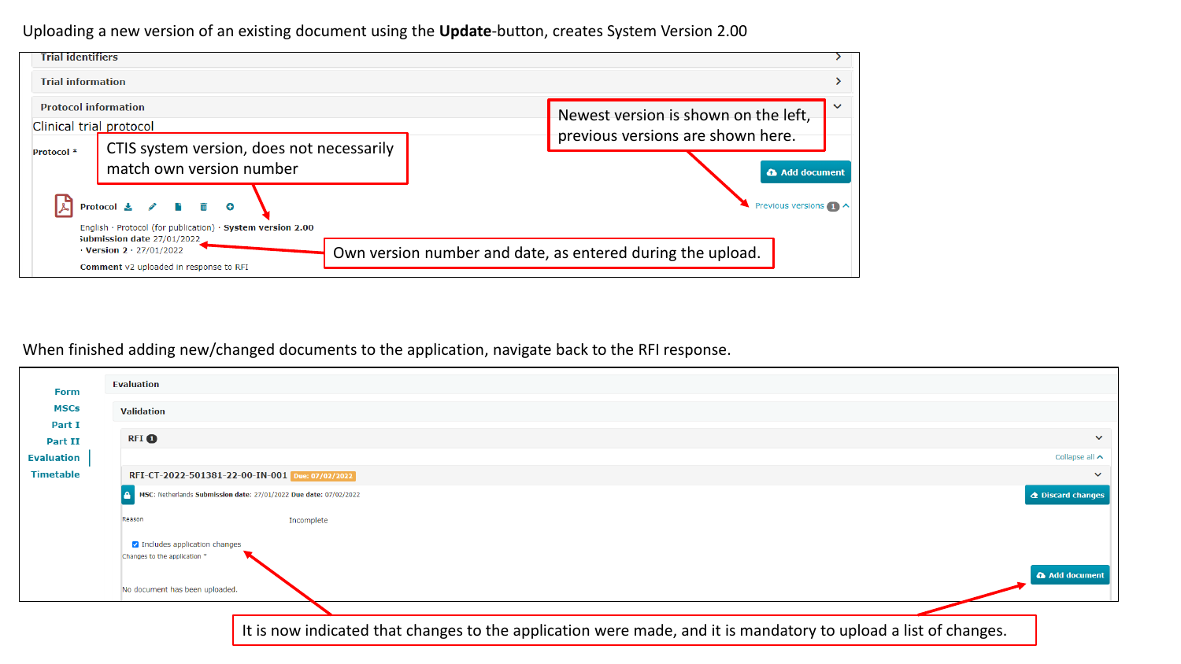Uploading a new version of an existing document using the **Update**-button, creates System Version 2.00

Trial identifiers

Trial information

Protocol information

Clinical trial protocol

Protocol *

CTIS system version, does not necessarily match own version number

Newest version is shown on the left, previous versions are shown here.

Add document

Protocol

English · Protocol (for publication) · **System version 2.00**

**Submission date** 27/01/2022

· **Version 2** · 27/01/2022

**Comment** v2 uploaded in response to RFI

Previous versions 1

Own version number and date, as entered during the upload.

When finished adding new/changed documents to the application, navigate back to the RFI response.

Form

MSCs

Part I

Part II

Evaluation

Timetable

Evaluation

Validation

RFI 1

Collapse all

RFI-CT-2022-501381-22-00-IN-001 Due: 07/02/2022

**MSC:** Netherlands **Submission date:** 27/01/2022 **Due date:** 07/02/2022

Discard changes

Reason

Incomplete

Includes application changes

Changes to the application *

Add document

No document has been uploaded.

It is now indicated that changes to the application were made, and it is mandatory to upload a list of changes.